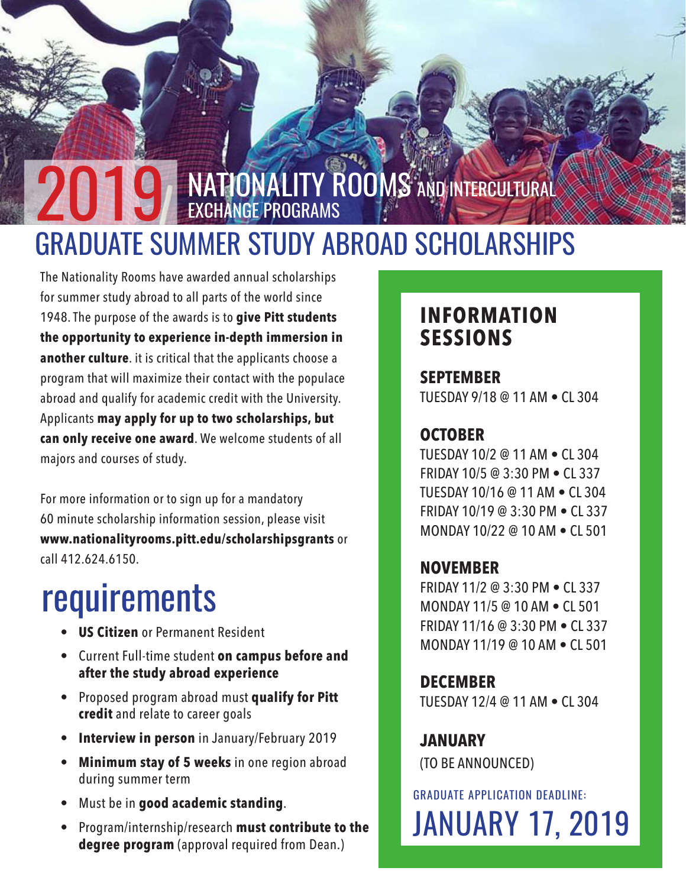# 2019 NATIONALITY ROOMS AND INTERCULTURAL EXCHANGE PROGRAMS

# GRADUATE SUMMER STUDY ABROAD SCHOLARSHIPS

The Nationality Rooms have awarded annual scholarships for summer study abroad to all parts of the world since 1948. The purpose of the awards is to **give Pitt students the opportunity to experience in-depth immersion in another culture**. it is critical that the applicants choose a program that will maximize their contact with the populace abroad and qualify for academic credit with the University. Applicants **may apply for up to two scholarships, but can only receive one award**. We welcome students of all majors and courses of study.

For more information or to sign up for a mandatory 60 minute scholarship information session, please visit **www.nationalityrooms.pitt.edu/scholarshipsgrants** or call 412.624.6150.

## requirements

- **US Citizen** or Permanent Resident
- Current Full-time student **on campus before and after the study abroad experience**
- Proposed program abroad must **qualify for Pitt credit** and relate to career goals
- **Interview in person** in January/February 2019
- **Minimum stay of 5 weeks** in one region abroad during summer term
- Must be in **good academic standing**.
- Program/internship/research **must contribute to the degree program** (approval required from Dean.)

## INFORMATION SESSIONS

**SEPTEMBER**

TUESDAY 9/18 @ 11 AM • CL 304

**OCTOBER**

TUESDAY 10/2 @ 11 AM • CL 304
FRIDAY 10/5 @ 3:30 PM • CL 337
TUESDAY 10/16 @ 11 AM • CL 304
FRIDAY 10/19 @ 3:30 PM • CL 337
MONDAY 10/22 @ 10 AM • CL 501

**NOVEMBER**

FRIDAY 11/2 @ 3:30 PM • CL 337
MONDAY 11/5 @ 10 AM • CL 501
FRIDAY 11/16 @ 3:30 PM • CL 337
MONDAY 11/19 @ 10 AM • CL 501

**DECEMBER**

TUESDAY 12/4 @ 11 AM • CL 304

**JANUARY**

(TO BE ANNOUNCED)

GRADUATE APPLICATION DEADLINE:

**JANUARY 17, 2019**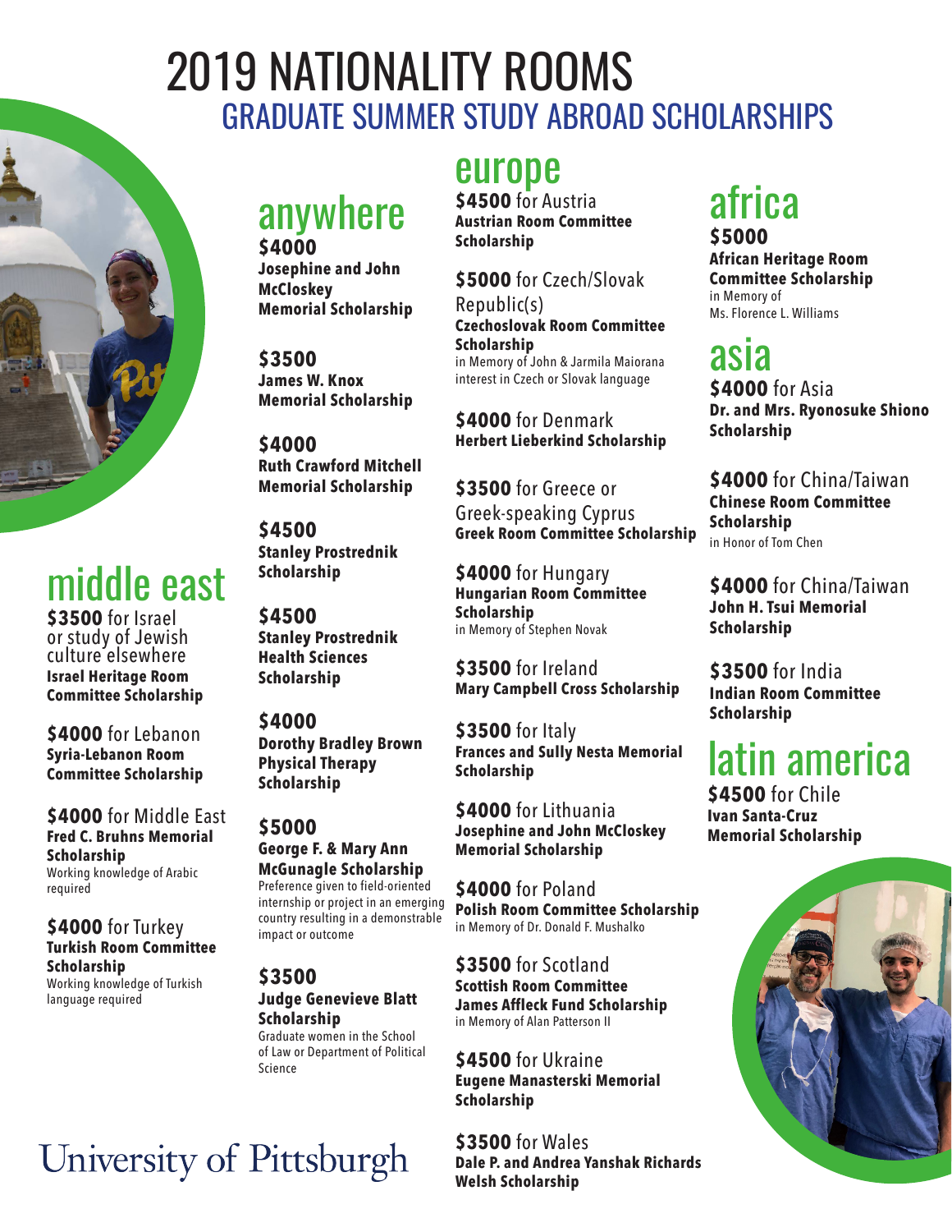# 2019 NATIONALITY ROOMS

## GRADUATE SUMMER STUDY ABROAD SCHOLARSHIPS

## anywhere

**$4000**
**Josephine and John McCloskey Memorial Scholarship**

**$3500**
**James W. Knox Memorial Scholarship**

**$4000**
**Ruth Crawford Mitchell Memorial Scholarship**

**$4500**
**Stanley Prostrednik Scholarship**

**$4500**
**Stanley Prostrednik Health Sciences Scholarship**

**$4000**
**Dorothy Bradley Brown Physical Therapy Scholarship**

**$5000**
**George F. & Mary Ann McGunagle Scholarship**
Preference given to field-oriented internship or project in an emerging country resulting in a demonstrable impact or outcome

**$3500**
**Judge Genevieve Blatt Scholarship**
Graduate women in the School of Law or Department of Political Science

## middle east

**$3500** for Israel or study of Jewish culture elsewhere
**Israel Heritage Room Committee Scholarship**

**$4000** for Lebanon
**Syria-Lebanon Room Committee Scholarship**

**$4000** for Middle East
**Fred C. Bruhns Memorial Scholarship**
Working knowledge of Arabic required

**$4000** for Turkey
**Turkish Room Committee Scholarship**
Working knowledge of Turkish language required

## europe

**$4500** for Austria
**Austrian Room Committee Scholarship**

**$5000** for Czech/Slovak Republic(s)
**Czechoslovak Room Committee Scholarship**
in Memory of John & Jarmila Maiorana
interest in Czech or Slovak language

**$4000** for Denmark
**Herbert Lieberkind Scholarship**

**$3500** for Greece or Greek-speaking Cyprus
**Greek Room Committee Scholarship**

**$4000** for Hungary
**Hungarian Room Committee Scholarship**
in Memory of Stephen Novak

**$3500** for Ireland
**Mary Campbell Cross Scholarship**

**$3500** for Italy
**Frances and Sully Nesta Memorial Scholarship**

**$4000** for Lithuania
**Josephine and John McCloskey Memorial Scholarship**

**$4000** for Poland
**Polish Room Committee Scholarship**
in Memory of Dr. Donald F. Mushalko

**$3500** for Scotland
**Scottish Room Committee James Affleck Fund Scholarship**
in Memory of Alan Patterson II

**$4500** for Ukraine
**Eugene Manasterski Memorial Scholarship**

**$3500** for Wales
**Dale P. and Andrea Yanshak Richards Welsh Scholarship**

## africa

**$5000**
**African Heritage Room Committee Scholarship**
in Memory of Ms. Florence L. Williams

## asia

**$4000** for Asia
**Dr. and Mrs. Ryonosuke Shiono Scholarship**

**$4000** for China/Taiwan
**Chinese Room Committee Scholarship**
in Honor of Tom Chen

**$4000** for China/Taiwan
**John H. Tsui Memorial Scholarship**

**$3500** for India
**Indian Room Committee Scholarship**

## latin america

**$4500** for Chile
**Ivan Santa-Cruz Memorial Scholarship**

University of Pittsburgh